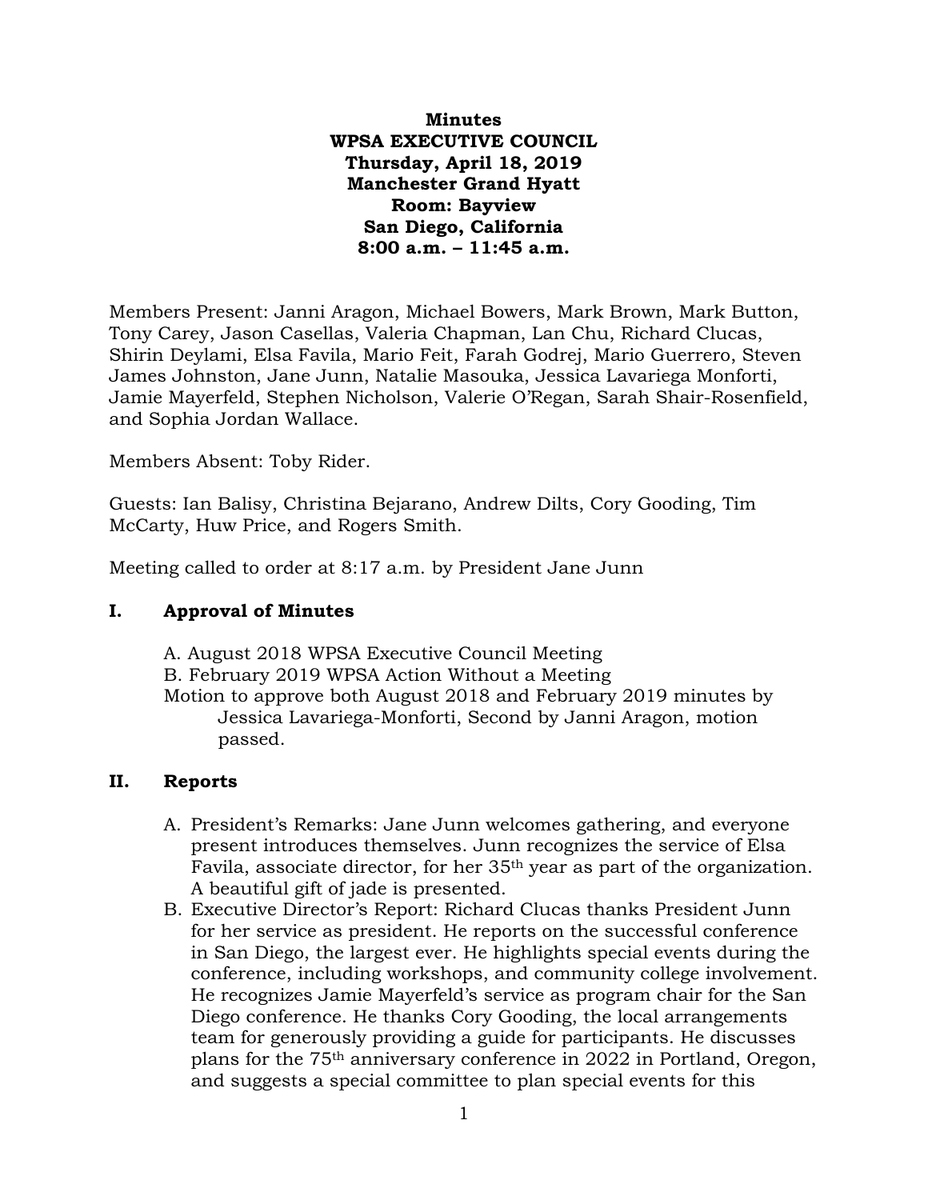**Minutes**
**WPSA EXECUTIVE COUNCIL**
**Thursday, April 18, 2019**
**Manchester Grand Hyatt**
**Room: Bayview**
**San Diego, California**
**8:00 a.m. – 11:45 a.m.**

Members Present: Janni Aragon, Michael Bowers, Mark Brown, Mark Button, Tony Carey, Jason Casellas, Valeria Chapman, Lan Chu, Richard Clucas, Shirin Deylami, Elsa Favila, Mario Feit, Farah Godrej, Mario Guerrero, Steven James Johnston, Jane Junn, Natalie Masouka, Jessica Lavariega Monforti, Jamie Mayerfeld, Stephen Nicholson, Valerie O'Regan, Sarah Shair-Rosenfield, and Sophia Jordan Wallace.

Members Absent: Toby Rider.

Guests: Ian Balisy, Christina Bejarano, Andrew Dilts, Cory Gooding, Tim McCarty, Huw Price, and Rogers Smith.

Meeting called to order at 8:17 a.m. by President Jane Junn

## I. Approval of Minutes

A. August 2018 WPSA Executive Council Meeting
B. February 2019 WPSA Action Without a Meeting
Motion to approve both August 2018 and February 2019 minutes by Jessica Lavariega-Monforti, Second by Janni Aragon, motion passed.

## II. Reports

A. President's Remarks: Jane Junn welcomes gathering, and everyone present introduces themselves. Junn recognizes the service of Elsa Favila, associate director, for her 35th year as part of the organization. A beautiful gift of jade is presented.
B. Executive Director's Report: Richard Clucas thanks President Junn for her service as president. He reports on the successful conference in San Diego, the largest ever. He highlights special events during the conference, including workshops, and community college involvement. He recognizes Jamie Mayerfeld's service as program chair for the San Diego conference. He thanks Cory Gooding, the local arrangements team for generously providing a guide for participants. He discusses plans for the 75th anniversary conference in 2022 in Portland, Oregon, and suggests a special committee to plan special events for this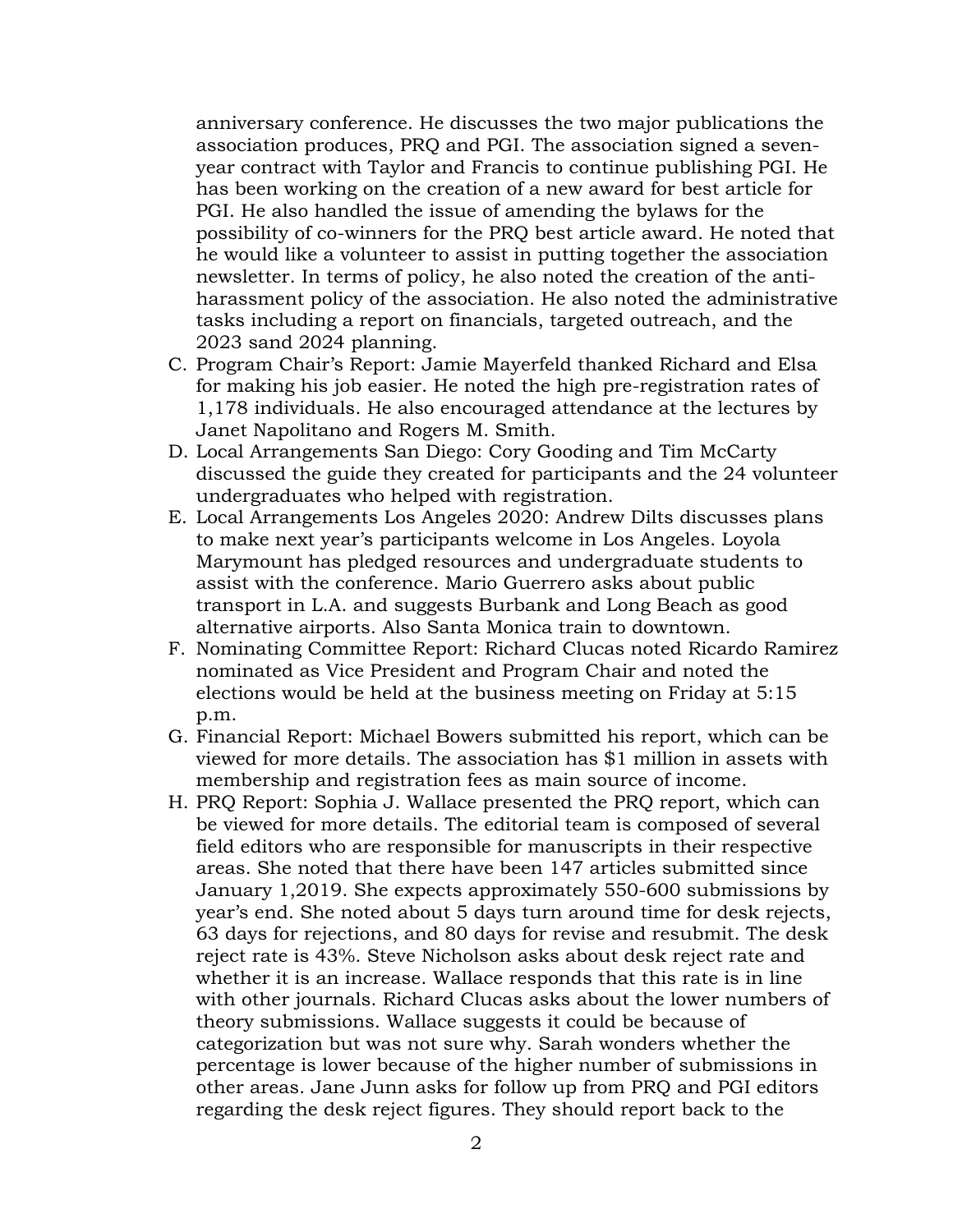anniversary conference. He discusses the two major publications the association produces, PRQ and PGI. The association signed a seven-year contract with Taylor and Francis to continue publishing PGI. He has been working on the creation of a new award for best article for PGI. He also handled the issue of amending the bylaws for the possibility of co-winners for the PRQ best article award. He noted that he would like a volunteer to assist in putting together the association newsletter. In terms of policy, he also noted the creation of the anti-harassment policy of the association. He also noted the administrative tasks including a report on financials, targeted outreach, and the 2023 sand 2024 planning.

C. Program Chair's Report: Jamie Mayerfeld thanked Richard and Elsa for making his job easier. He noted the high pre-registration rates of 1,178 individuals. He also encouraged attendance at the lectures by Janet Napolitano and Rogers M. Smith.
D. Local Arrangements San Diego: Cory Gooding and Tim McCarty discussed the guide they created for participants and the 24 volunteer undergraduates who helped with registration.
E. Local Arrangements Los Angeles 2020: Andrew Dilts discusses plans to make next year's participants welcome in Los Angeles. Loyola Marymount has pledged resources and undergraduate students to assist with the conference. Mario Guerrero asks about public transport in L.A. and suggests Burbank and Long Beach as good alternative airports. Also Santa Monica train to downtown.
F. Nominating Committee Report: Richard Clucas noted Ricardo Ramirez nominated as Vice President and Program Chair and noted the elections would be held at the business meeting on Friday at 5:15 p.m.
G. Financial Report: Michael Bowers submitted his report, which can be viewed for more details. The association has $1 million in assets with membership and registration fees as main source of income.
H. PRQ Report: Sophia J. Wallace presented the PRQ report, which can be viewed for more details. The editorial team is composed of several field editors who are responsible for manuscripts in their respective areas. She noted that there have been 147 articles submitted since January 1,2019. She expects approximately 550-600 submissions by year's end. She noted about 5 days turn around time for desk rejects, 63 days for rejections, and 80 days for revise and resubmit. The desk reject rate is 43%. Steve Nicholson asks about desk reject rate and whether it is an increase. Wallace responds that this rate is in line with other journals. Richard Clucas asks about the lower numbers of theory submissions. Wallace suggests it could be because of categorization but was not sure why. Sarah wonders whether the percentage is lower because of the higher number of submissions in other areas. Jane Junn asks for follow up from PRQ and PGI editors regarding the desk reject figures. They should report back to the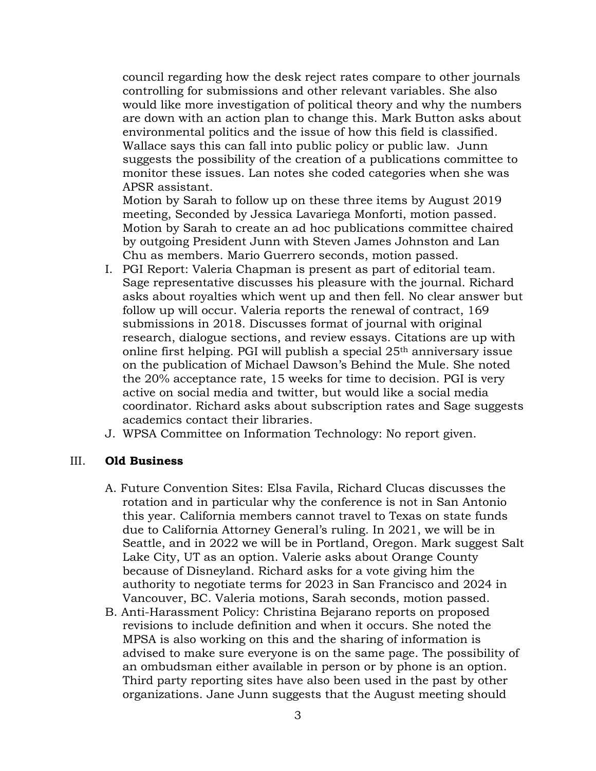council regarding how the desk reject rates compare to other journals controlling for submissions and other relevant variables. She also would like more investigation of political theory and why the numbers are down with an action plan to change this. Mark Button asks about environmental politics and the issue of how this field is classified. Wallace says this can fall into public policy or public law. Junn suggests the possibility of the creation of a publications committee to monitor these issues. Lan notes she coded categories when she was APSR assistant.

Motion by Sarah to follow up on these three items by August 2019 meeting, Seconded by Jessica Lavariega Monforti, motion passed. Motion by Sarah to create an ad hoc publications committee chaired by outgoing President Junn with Steven James Johnston and Lan Chu as members. Mario Guerrero seconds, motion passed.

I. PGI Report: Valeria Chapman is present as part of editorial team. Sage representative discusses his pleasure with the journal. Richard asks about royalties which went up and then fell. No clear answer but follow up will occur. Valeria reports the renewal of contract, 169 submissions in 2018. Discusses format of journal with original research, dialogue sections, and review essays. Citations are up with online first helping. PGI will publish a special 25th anniversary issue on the publication of Michael Dawson's Behind the Mule. She noted the 20% acceptance rate, 15 weeks for time to decision. PGI is very active on social media and twitter, but would like a social media coordinator. Richard asks about subscription rates and Sage suggests academics contact their libraries.

J. WPSA Committee on Information Technology: No report given.

## III. **Old Business**

A. Future Convention Sites: Elsa Favila, Richard Clucas discusses the rotation and in particular why the conference is not in San Antonio this year. California members cannot travel to Texas on state funds due to California Attorney General's ruling. In 2021, we will be in Seattle, and in 2022 we will be in Portland, Oregon. Mark suggest Salt Lake City, UT as an option. Valerie asks about Orange County because of Disneyland. Richard asks for a vote giving him the authority to negotiate terms for 2023 in San Francisco and 2024 in Vancouver, BC. Valeria motions, Sarah seconds, motion passed.

B. Anti-Harassment Policy: Christina Bejarano reports on proposed revisions to include definition and when it occurs. She noted the MPSA is also working on this and the sharing of information is advised to make sure everyone is on the same page. The possibility of an ombudsman either available in person or by phone is an option. Third party reporting sites have also been used in the past by other organizations. Jane Junn suggests that the August meeting should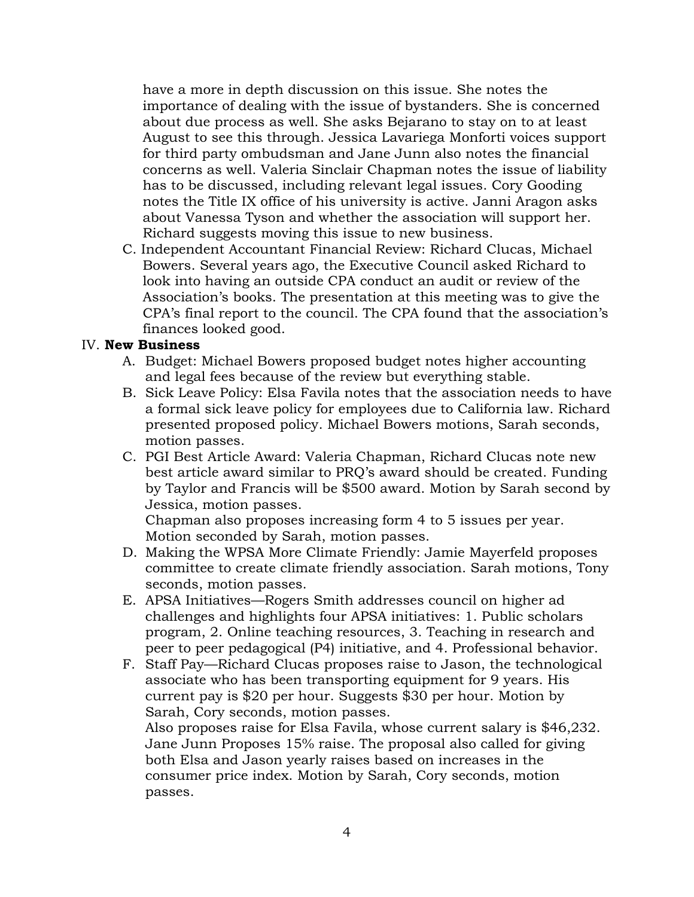have a more in depth discussion on this issue. She notes the importance of dealing with the issue of bystanders. She is concerned about due process as well. She asks Bejarano to stay on to at least August to see this through. Jessica Lavariega Monforti voices support for third party ombudsman and Jane Junn also notes the financial concerns as well. Valeria Sinclair Chapman notes the issue of liability has to be discussed, including relevant legal issues. Cory Gooding notes the Title IX office of his university is active. Janni Aragon asks about Vanessa Tyson and whether the association will support her. Richard suggests moving this issue to new business.

C. Independent Accountant Financial Review: Richard Clucas, Michael Bowers. Several years ago, the Executive Council asked Richard to look into having an outside CPA conduct an audit or review of the Association's books. The presentation at this meeting was to give the CPA's final report to the council. The CPA found that the association's finances looked good.

IV. **New Business**

A. Budget: Michael Bowers proposed budget notes higher accounting and legal fees because of the review but everything stable.

B. Sick Leave Policy: Elsa Favila notes that the association needs to have a formal sick leave policy for employees due to California law. Richard presented proposed policy. Michael Bowers motions, Sarah seconds, motion passes.

C. PGI Best Article Award: Valeria Chapman, Richard Clucas note new best article award similar to PRQ's award should be created. Funding by Taylor and Francis will be $500 award. Motion by Sarah second by Jessica, motion passes.
Chapman also proposes increasing form 4 to 5 issues per year. Motion seconded by Sarah, motion passes.

D. Making the WPSA More Climate Friendly: Jamie Mayerfeld proposes committee to create climate friendly association. Sarah motions, Tony seconds, motion passes.

E. APSA Initiatives—Rogers Smith addresses council on higher ad challenges and highlights four APSA initiatives: 1. Public scholars program, 2. Online teaching resources, 3. Teaching in research and peer to peer pedagogical (P4) initiative, and 4. Professional behavior.

F. Staff Pay—Richard Clucas proposes raise to Jason, the technological associate who has been transporting equipment for 9 years. His current pay is $20 per hour. Suggests $30 per hour. Motion by Sarah, Cory seconds, motion passes.
Also proposes raise for Elsa Favila, whose current salary is $46,232. Jane Junn Proposes 15% raise. The proposal also called for giving both Elsa and Jason yearly raises based on increases in the consumer price index. Motion by Sarah, Cory seconds, motion passes.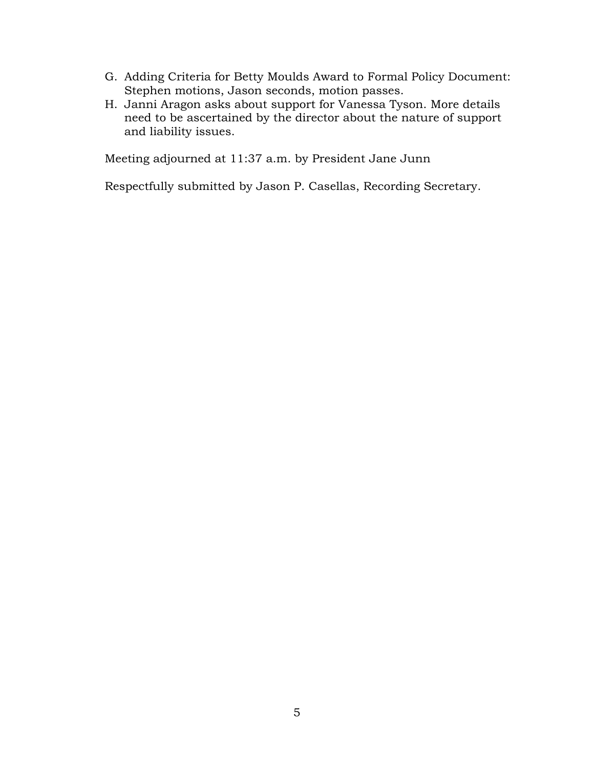G. Adding Criteria for Betty Moulds Award to Formal Policy Document: Stephen motions, Jason seconds, motion passes.
H. Janni Aragon asks about support for Vanessa Tyson. More details need to be ascertained by the director about the nature of support and liability issues.

Meeting adjourned at 11:37 a.m. by President Jane Junn

Respectfully submitted by Jason P. Casellas, Recording Secretary.